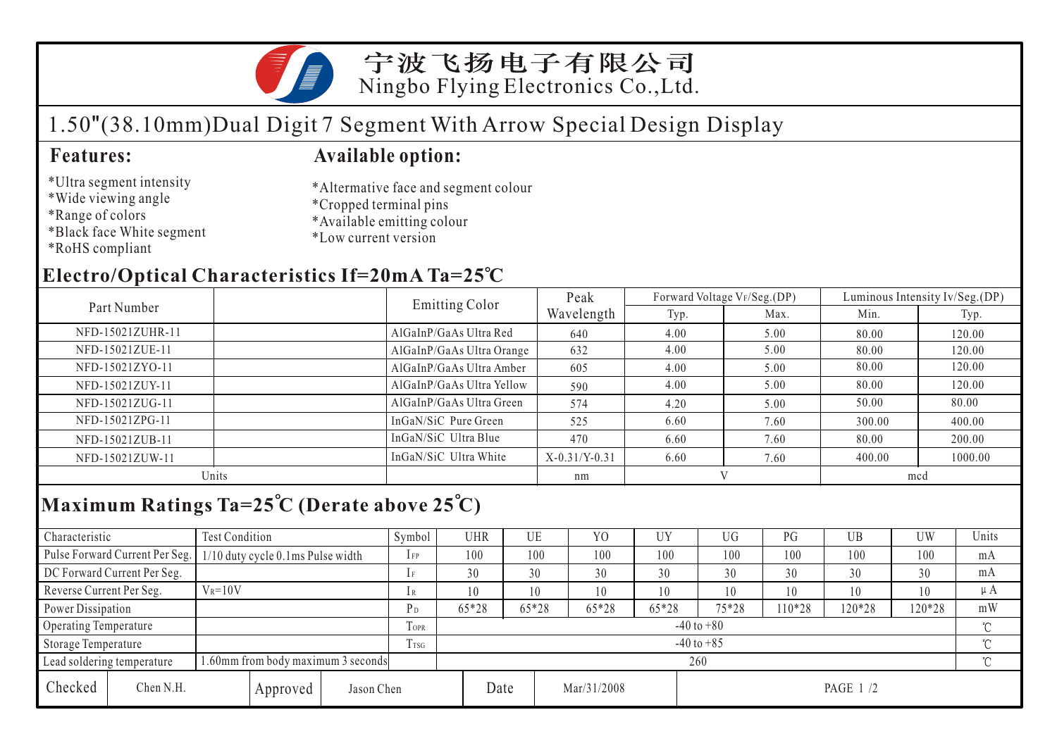宁波飞扬电子有限公司
Ningbo Flying Electronics Co.,Ltd.

# 1.50"(38.10mm)Dual Digit 7 Segment With Arrow Special Design Display

## Features:

*Ultra segment intensity
*Wide viewing angle
*Range of colors
*Black face White segment
*RoHS compliant

## Available option:

*Altermative face and segment colour
*Cropped terminal pins
*Available emitting colour
*Low current version

## Electro/Optical Characteristics If=20mA Ta=25℃

| Part Number | | Emitting Color | Peak Wavelength | Forward Voltage $V_F$/Seg.(DP) | | Luminous Intensity Iv/Seg.(DP) | |
|---|---|---|---|---|---|---|---|
| | | | | Typ. | Max. | Min. | Typ. |
| NFD-15021ZUHR-11 | | AlGaInP/GaAs Ultra Red | 640 | 4.00 | 5.00 | 80.00 | 120.00 |
| NFD-15021ZUE-11 | | AlGaInP/GaAs Ultra Orange | 632 | 4.00 | 5.00 | 80.00 | 120.00 |
| NFD-15021ZYO-11 | | AlGaInP/GaAs Ultra Amber | 605 | 4.00 | 5.00 | 80.00 | 120.00 |
| NFD-15021ZUY-11 | | AlGaInP/GaAs Ultra Yellow | 590 | 4.00 | 5.00 | 80.00 | 120.00 |
| NFD-15021ZUG-11 | | AlGaInP/GaAs Ultra Green | 574 | 4.20 | 5.00 | 50.00 | 80.00 |
| NFD-15021ZPG-11 | | InGaN/SiC Pure Green | 525 | 6.60 | 7.60 | 300.00 | 400.00 |
| NFD-15021ZUB-11 | | InGaN/SiC Ultra Blue | 470 | 6.60 | 7.60 | 80.00 | 200.00 |
| NFD-15021ZUW-11 | | InGaN/SiC Ultra White | X-0.31/Y-0.31 | 6.60 | 7.60 | 400.00 | 1000.00 |
| Units | | | nm | V | | mcd | |

## Maximum Ratings Ta=25℃ (Derate above 25℃)

| Characteristic | Test Condition | Symbol | UHR | UE | YO | UY | UG | PG | UB | UW | Units |
|---|---|---|---|---|---|---|---|---|---|---|---|
| Pulse Forward Current Per Seg. | 1/10 duty cycle 0.1ms Pulse width | $I_{FP}$ | 100 | 100 | 100 | 100 | 100 | 100 | 100 | 100 | mA |
| DC Forward Current Per Seg. | | $I_F$ | 30 | 30 | 30 | 30 | 30 | 30 | 30 | 30 | mA |
| Reverse Current Per Seg. | $V_R$=10V | $I_R$ | 10 | 10 | 10 | 10 | 10 | 10 | 10 | 10 | μA |
| Power Dissipation | | $P_D$ | 65*28 | 65*28 | 65*28 | 65*28 | 75*28 | 110*28 | 120*28 | 120*28 | mW |
| Operating Temperature | | $T_{OPR}$ | -40 to +80 | | | | | | | | ℃ |
| Storage Temperature | | $T_{TSG}$ | -40 to +85 | | | | | | | | ℃ |
| Lead soldering temperature | 1.60mm from body maximum 3 seconds | | 260 | | | | | | | | ℃ |

| Checked | Chen N.H. | Approved | Jason Chen | Date | Mar/31/2008 |
|---|---|---|---|---|---|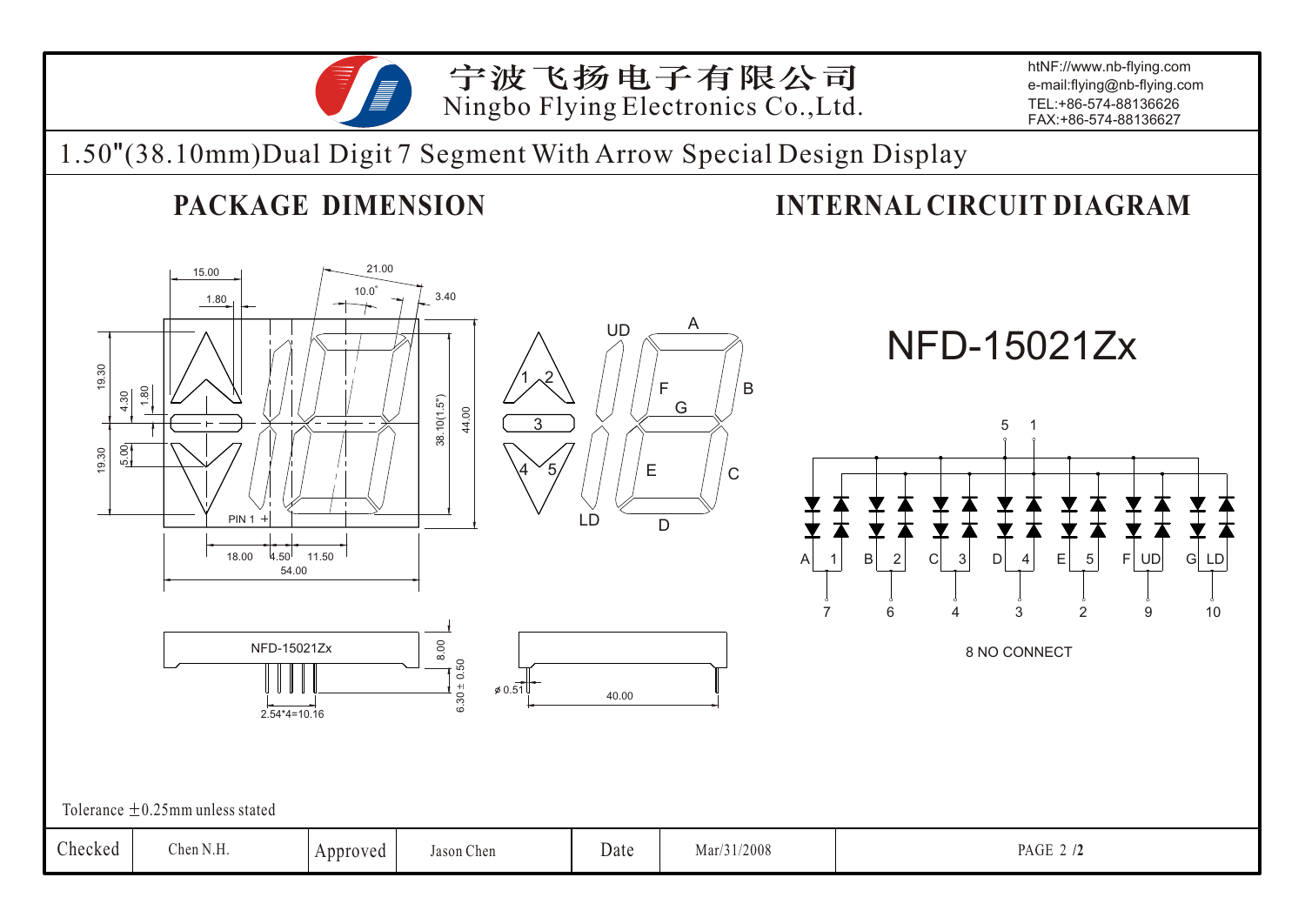宁波飞扬电子有限公司
Ningbo Flying Electronics Co.,Ltd.

htNF://www.nb-flying.com
e-mail:flying@nb-flying.com
TEL:+86-574-88136626
FAX:+86-574-88136627

# 1.50"(38.10mm)Dual Digit 7 Segment With Arrow Special Design Display

## PACKAGE DIMENSION

15.00
1.80
21.00
10.0°
3.40
19.30
4.30
1.80
19.30
5.00
38.10(1.5")
44.00
PIN 1
18.00
4.50
11.50
54.00

NFD-15021Zx
8.00
6.30 ± 0.50
2.54*4=10.16
ø 0.51
40.00

UD
A
B
F
G
1
2
3
4
5
E
C
LD
D

## INTERNAL CIRCUIT DIAGRAM

NFD-15021Zx

5 1

A 1 B 2 C 3 D 4 E 5 F UD G LD

7 6 4 3 2 9 10

8 NO CONNECT

Tolerance ±0.25mm unless stated

| Checked | Chen N.H. | Approved | Jason Chen | Date | Mar/31/2008 | PAGE 2 /2 |
|---|---|---|---|---|---|---|